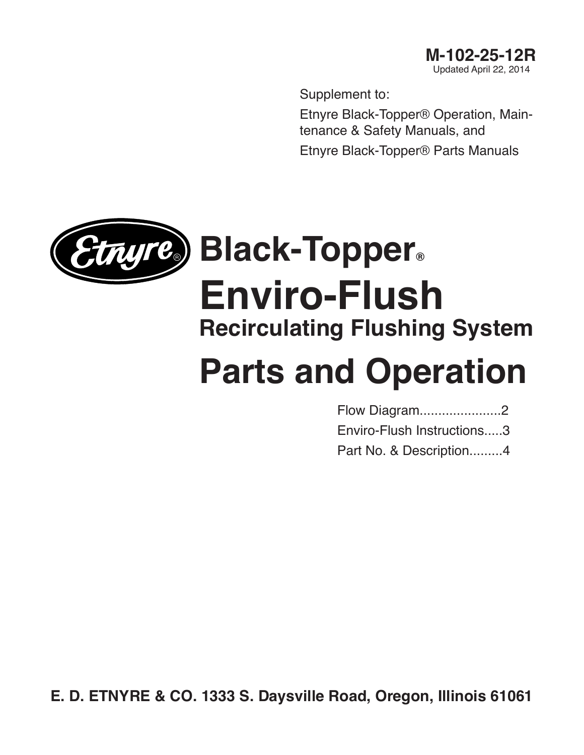**M-102-25-12R**
Updated April 22, 2014

Supplement to:

Etnyre Black-Topper® Operation, Maintenance & Safety Manuals, and

Etnyre Black-Topper® Parts Manuals

Etnyre®

# Black-Topper®

# Enviro-Flush

## Recirculating Flushing System

# Parts and Operation

Flow Diagram......................2

Enviro-Flush Instructions.....3

Part No. & Description.........4

**E. D. ETNYRE & CO. 1333 S. Daysville Road, Oregon, Illinois 61061**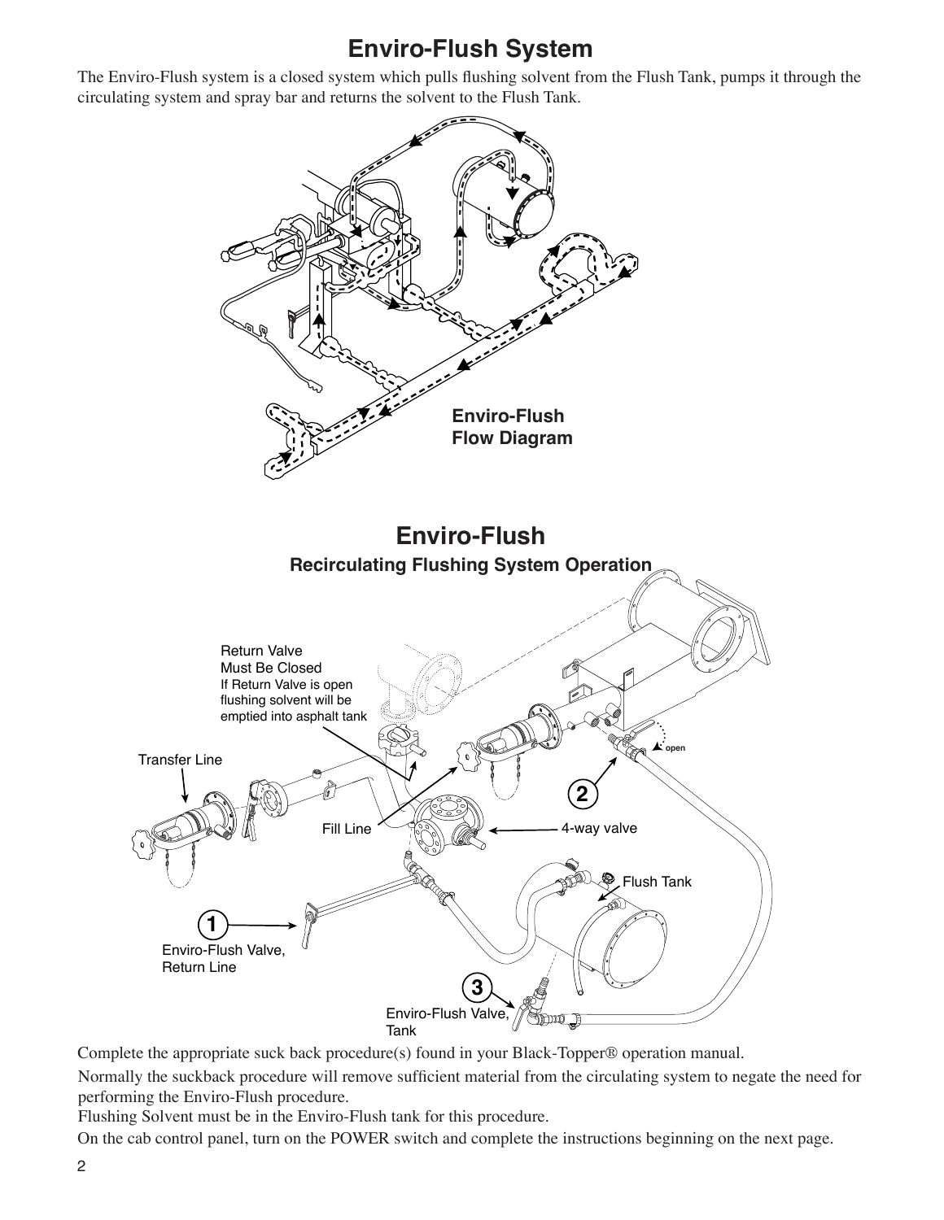# Enviro-Flush System

The Enviro-Flush system is a closed system which pulls flushing solvent from the Flush Tank, pumps it through the circulating system and spray bar and returns the solvent to the Flush Tank.

**Enviro-Flush Flow Diagram**

## Enviro-Flush

### Recirculating Flushing System Operation

Return Valve Must Be Closed
If Return Valve is open flushing solvent will be emptied into asphalt tank

Transfer Line

Fill Line

4-way valve

open

2

Flush Tank

1 Enviro-Flush Valve, Return Line

3 Enviro-Flush Valve, Tank

Complete the appropriate suck back procedure(s) found in your Black-Topper® operation manual.

Normally the suckback procedure will remove sufficient material from the circulating system to negate the need for performing the Enviro-Flush procedure.

Flushing Solvent must be in the Enviro-Flush tank for this procedure.

On the cab control panel, turn on the POWER switch and complete the instructions beginning on the next page.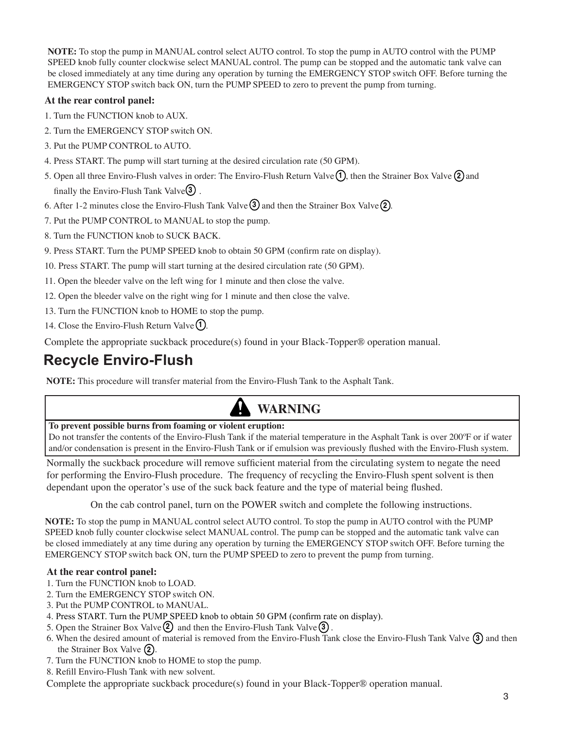**NOTE:** To stop the pump in MANUAL control select AUTO control. To stop the pump in AUTO control with the PUMP SPEED knob fully counter clockwise select MANUAL control. The pump can be stopped and the automatic tank valve can be closed immediately at any time during any operation by turning the EMERGENCY STOP switch OFF. Before turning the EMERGENCY STOP switch back ON, turn the PUMP SPEED to zero to prevent the pump from turning.

**At the rear control panel:**

1. Turn the FUNCTION knob to AUX.
2. Turn the EMERGENCY STOP switch ON.
3. Put the PUMP CONTROL to AUTO.
4. Press START. The pump will start turning at the desired circulation rate (50 GPM).
5. Open all three Enviro-Flush valves in order: The Enviro-Flush Return Valve ①, then the Strainer Box Valve ② and finally the Enviro-Flush Tank Valve ③ .
6. After 1-2 minutes close the Enviro-Flush Tank Valve ③ and then the Strainer Box Valve ②.
7. Put the PUMP CONTROL to MANUAL to stop the pump.
8. Turn the FUNCTION knob to SUCK BACK.
9. Press START. Turn the PUMP SPEED knob to obtain 50 GPM (confirm rate on display).
10. Press START. The pump will start turning at the desired circulation rate (50 GPM).
11. Open the bleeder valve on the left wing for 1 minute and then close the valve.
12. Open the bleeder valve on the right wing for 1 minute and then close the valve.
13. Turn the FUNCTION knob to HOME to stop the pump.
14. Close the Enviro-Flush Return Valve ①.

Complete the appropriate suckback procedure(s) found in your Black-Topper® operation manual.

## Recycle Enviro-Flush

**NOTE:** This procedure will transfer material from the Enviro-Flush Tank to the Asphalt Tank.

> ⚠ **WARNING**
>
> **To prevent possible burns from foaming or violent eruption:**
> Do not transfer the contents of the Enviro-Flush Tank if the material temperature in the Asphalt Tank is over 200ºF or if water and/or condensation is present in the Enviro-Flush Tank or if emulsion was previously flushed with the Enviro-Flush system.

Normally the suckback procedure will remove sufficient material from the circulating system to negate the need for performing the Enviro-Flush procedure. The frequency of recycling the Enviro-Flush spent solvent is then dependant upon the operator's use of the suck back feature and the type of material being flushed.

On the cab control panel, turn on the POWER switch and complete the following instructions.

**NOTE:** To stop the pump in MANUAL control select AUTO control. To stop the pump in AUTO control with the PUMP SPEED knob fully counter clockwise select MANUAL control. The pump can be stopped and the automatic tank valve can be closed immediately at any time during any operation by turning the EMERGENCY STOP switch OFF. Before turning the EMERGENCY STOP switch back ON, turn the PUMP SPEED to zero to prevent the pump from turning.

**At the rear control panel:**

1. Turn the FUNCTION knob to LOAD.
2. Turn the EMERGENCY STOP switch ON.
3. Put the PUMP CONTROL to MANUAL.
4. Press START. Turn the PUMP SPEED knob to obtain 50 GPM (confirm rate on display).
5. Open the Strainer Box Valve ② and then the Enviro-Flush Tank Valve ③ .
6. When the desired amount of material is removed from the Enviro-Flush Tank close the Enviro-Flush Tank Valve ③ and then the Strainer Box Valve ②.
7. Turn the FUNCTION knob to HOME to stop the pump.
8. Refill Enviro-Flush Tank with new solvent.

Complete the appropriate suckback procedure(s) found in your Black-Topper® operation manual.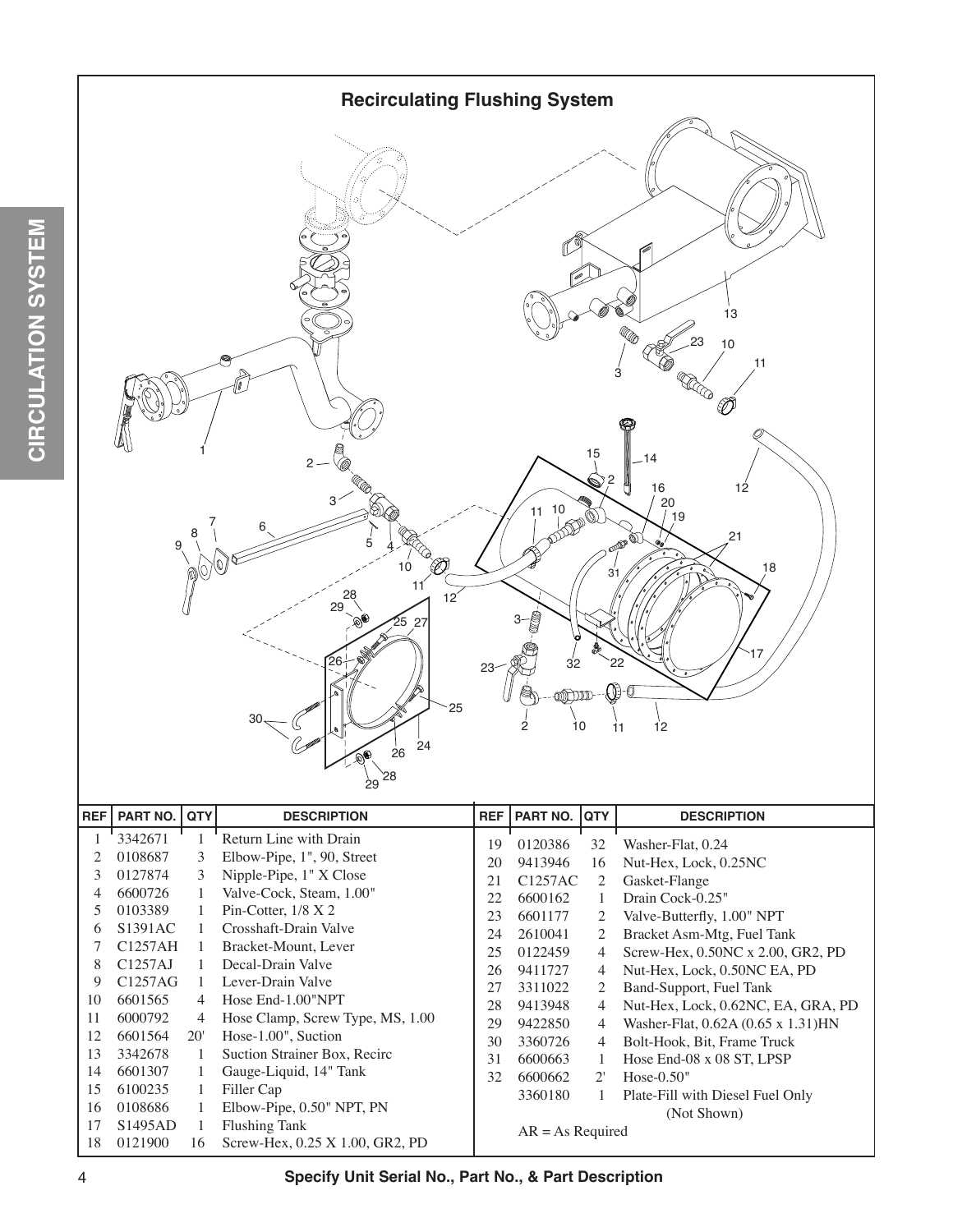## Recirculating Flushing System

| REF | PART NO. | QTY | DESCRIPTION |
|---|---|---|---|
| 1 | 3342671 | 1 | Return Line with Drain |
| 2 | 0108687 | 3 | Elbow-Pipe, 1", 90, Street |
| 3 | 0127874 | 3 | Nipple-Pipe, 1" X Close |
| 4 | 6600726 | 1 | Valve-Cock, Steam, 1.00" |
| 5 | 0103389 | 1 | Pin-Cotter, 1/8 X 2 |
| 6 | S1391AC | 1 | Crosshaft-Drain Valve |
| 7 | C1257AH | 1 | Bracket-Mount, Lever |
| 8 | C1257AJ | 1 | Decal-Drain Valve |
| 9 | C1257AG | 1 | Lever-Drain Valve |
| 10 | 6601565 | 4 | Hose End-1.00"NPT |
| 11 | 6000792 | 4 | Hose Clamp, Screw Type, MS, 1.00 |
| 12 | 6601564 | 20' | Hose-1.00", Suction |
| 13 | 3342678 | 1 | Suction Strainer Box, Recirc |
| 14 | 6601307 | 1 | Gauge-Liquid, 14" Tank |
| 15 | 6100235 | 1 | Filler Cap |
| 16 | 0108686 | 1 | Elbow-Pipe, 0.50" NPT, PN |
| 17 | S1495AD | 1 | Flushing Tank |
| 18 | 0121900 | 16 | Screw-Hex, 0.25 X 1.00, GR2, PD |
| 19 | 0120386 | 32 | Washer-Flat, 0.24 |
| 20 | 9413946 | 16 | Nut-Hex, Lock, 0.25NC |
| 21 | C1257AC | 2 | Gasket-Flange |
| 22 | 6600162 | 1 | Drain Cock-0.25" |
| 23 | 6601177 | 2 | Valve-Butterfly, 1.00" NPT |
| 24 | 2610041 | 2 | Bracket Asm-Mtg, Fuel Tank |
| 25 | 0122459 | 4 | Screw-Hex, 0.50NC x 2.00, GR2, PD |
| 26 | 9411727 | 4 | Nut-Hex, Lock, 0.50NC EA, PD |
| 27 | 3311022 | 2 | Band-Support, Fuel Tank |
| 28 | 9413948 | 4 | Nut-Hex, Lock, 0.62NC, EA, GRA, PD |
| 29 | 9422850 | 4 | Washer-Flat, 0.62A (0.65 x 1.31)HN |
| 30 | 3360726 | 4 | Bolt-Hook, Bit, Frame Truck |
| 31 | 6600663 | 1 | Hose End-08 x 08 ST, LPSP |
| 32 | 6600662 | 2' | Hose-0.50" |
| | 3360180 | 1 | Plate-Fill with Diesel Fuel Only (Not Shown) |

AR = As Required

**Specify Unit Serial No., Part No., & Part Description**